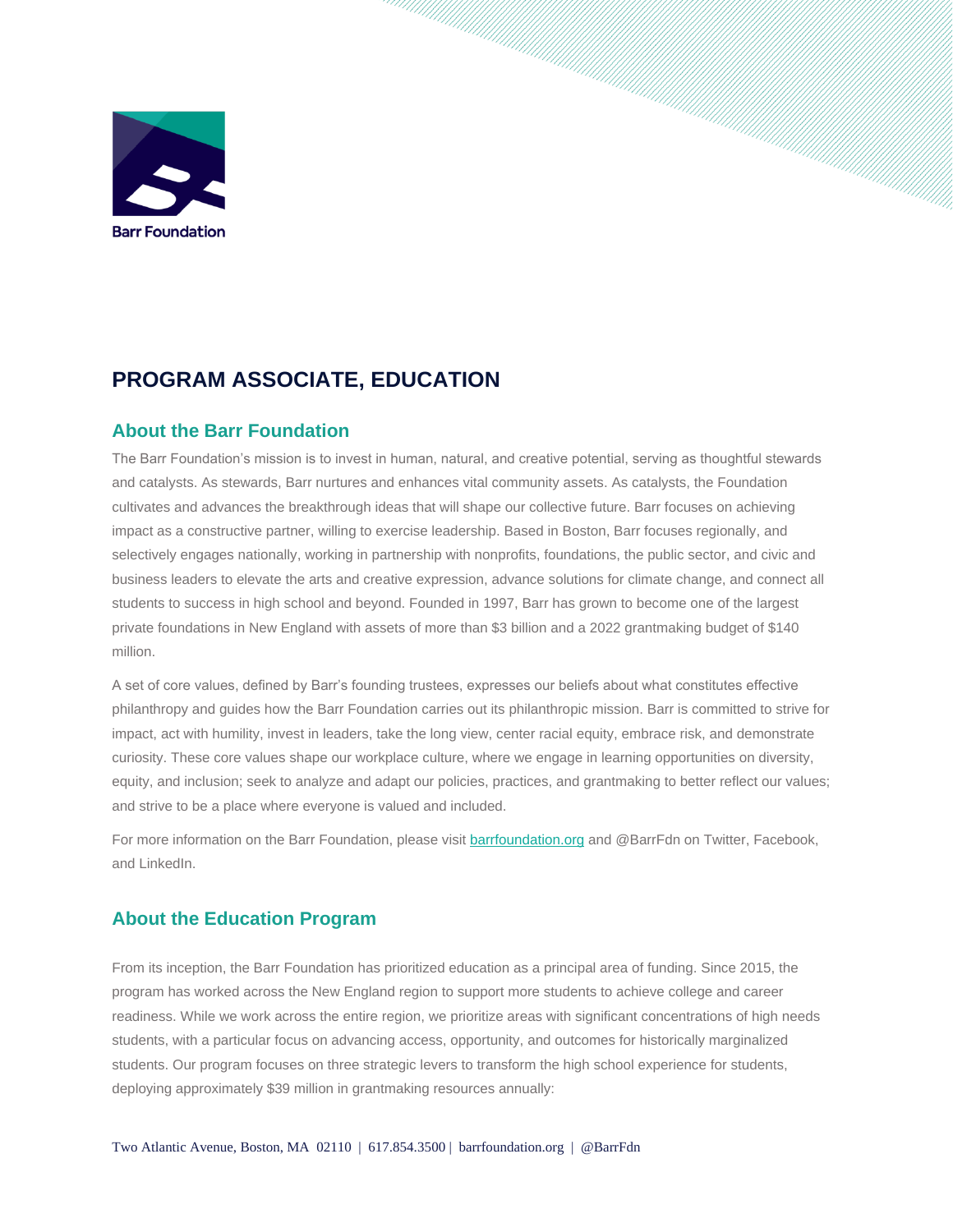# PROGRAM ASSOCIATE, EDUCATION

## About the Barr Foundation

The Barr Foundation's mission is to invest in human, natural, and creative potential, serving as thoughtful stewards and catalysts. As stewards, Barr nurtures and enhances vital community assets. As catalysts, the Foundation cultivates and advances the breakthrough ideas that will shape our collective future. Barr focuses on achieving impact as a constructive partner, willing to exercise leadership. Based in Boston, Barr focuses regionally, and selectively engages nationally, working in partnership with nonprofits, foundations, the public sector, and civic and business leaders to elevate the arts and creative expression, advance solutions for climate change, and connect all students to success in high school and beyond. Founded in 1997, Barr has grown to become one of the largest private foundations in New England with assets of more than $3 billion and a 2022 grantmaking budget of $140 million.

A set of core values, defined by Barr's founding trustees, expresses our beliefs about what constitutes effective philanthropy and guides how the Barr Foundation carries out its philanthropic mission. Barr is committed to strive for impact, act with humility, invest in leaders, take the long view, center racial equity, embrace risk, and demonstrate curiosity. These core values shape our workplace culture, where we engage in learning opportunities on diversity, equity, and inclusion; seek to analyze and adapt our policies, practices, and grantmaking to better reflect our values; and strive to be a place where everyone is valued and included.

For more information on the Barr Foundation, please visit [barrfoundation.org](http://barrfoundation.org) and @BarrFdn on Twitter, Facebook, and LinkedIn.

## About the Education Program

From its inception, the Barr Foundation has prioritized education as a principal area of funding. Since 2015, the program has worked across the New England region to support more students to achieve college and career readiness. While we work across the entire region, we prioritize areas with significant concentrations of high needs students, with a particular focus on advancing access, opportunity, and outcomes for historically marginalized students. Our program focuses on three strategic levers to transform the high school experience for students, deploying approximately $39 million in grantmaking resources annually: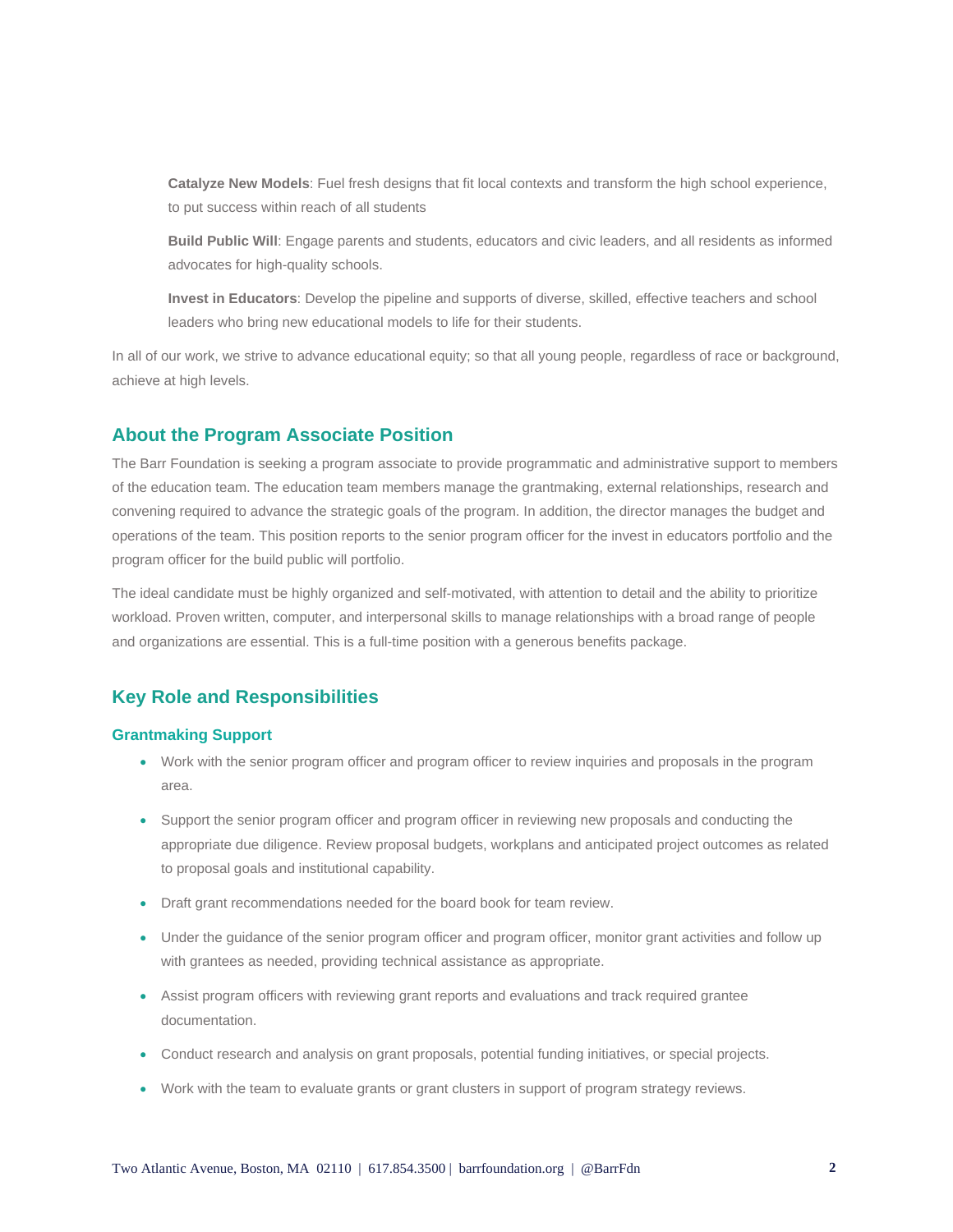**Catalyze New Models**: Fuel fresh designs that fit local contexts and transform the high school experience, to put success within reach of all students

**Build Public Will**: Engage parents and students, educators and civic leaders, and all residents as informed advocates for high-quality schools.

**Invest in Educators**: Develop the pipeline and supports of diverse, skilled, effective teachers and school leaders who bring new educational models to life for their students.

In all of our work, we strive to advance educational equity; so that all young people, regardless of race or background, achieve at high levels.

## About the Program Associate Position

The Barr Foundation is seeking a program associate to provide programmatic and administrative support to members of the education team. The education team members manage the grantmaking, external relationships, research and convening required to advance the strategic goals of the program. In addition, the director manages the budget and operations of the team. This position reports to the senior program officer for the invest in educators portfolio and the program officer for the build public will portfolio.

The ideal candidate must be highly organized and self-motivated, with attention to detail and the ability to prioritize workload. Proven written, computer, and interpersonal skills to manage relationships with a broad range of people and organizations are essential. This is a full-time position with a generous benefits package.

## Key Role and Responsibilities

### Grantmaking Support

- Work with the senior program officer and program officer to review inquiries and proposals in the program area.
- Support the senior program officer and program officer in reviewing new proposals and conducting the appropriate due diligence. Review proposal budgets, workplans and anticipated project outcomes as related to proposal goals and institutional capability.
- Draft grant recommendations needed for the board book for team review.
- Under the guidance of the senior program officer and program officer, monitor grant activities and follow up with grantees as needed, providing technical assistance as appropriate.
- Assist program officers with reviewing grant reports and evaluations and track required grantee documentation.
- Conduct research and analysis on grant proposals, potential funding initiatives, or special projects.
- Work with the team to evaluate grants or grant clusters in support of program strategy reviews.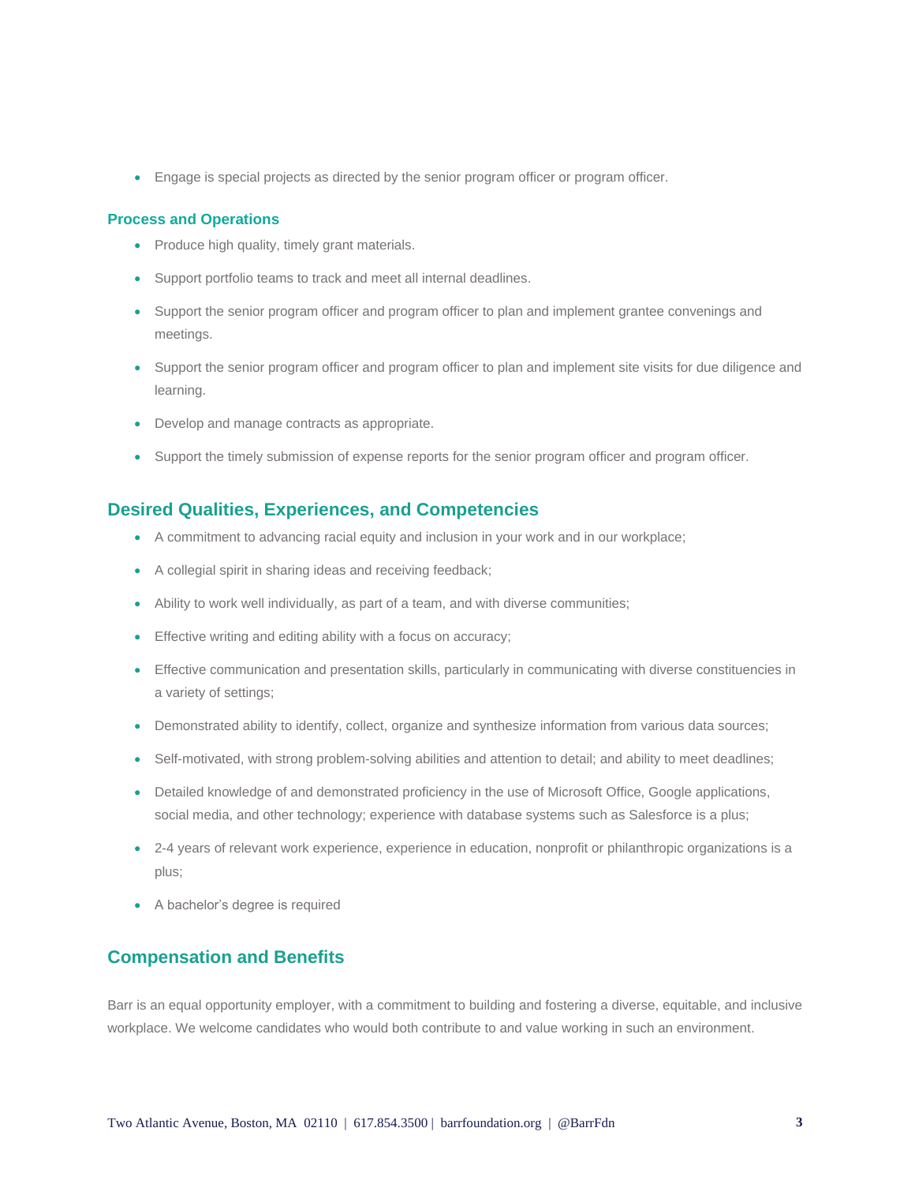- Engage is special projects as directed by the senior program officer or program officer.

### Process and Operations

- Produce high quality, timely grant materials.
- Support portfolio teams to track and meet all internal deadlines.
- Support the senior program officer and program officer to plan and implement grantee convenings and meetings.
- Support the senior program officer and program officer to plan and implement site visits for due diligence and learning.
- Develop and manage contracts as appropriate.
- Support the timely submission of expense reports for the senior program officer and program officer.

## Desired Qualities, Experiences, and Competencies

- A commitment to advancing racial equity and inclusion in your work and in our workplace;
- A collegial spirit in sharing ideas and receiving feedback;
- Ability to work well individually, as part of a team, and with diverse communities;
- Effective writing and editing ability with a focus on accuracy;
- Effective communication and presentation skills, particularly in communicating with diverse constituencies in a variety of settings;
- Demonstrated ability to identify, collect, organize and synthesize information from various data sources;
- Self-motivated, with strong problem-solving abilities and attention to detail; and ability to meet deadlines;
- Detailed knowledge of and demonstrated proficiency in the use of Microsoft Office, Google applications, social media, and other technology; experience with database systems such as Salesforce is a plus;
- 2-4 years of relevant work experience, experience in education, nonprofit or philanthropic organizations is a plus;
- A bachelor's degree is required

## Compensation and Benefits

Barr is an equal opportunity employer, with a commitment to building and fostering a diverse, equitable, and inclusive workplace. We welcome candidates who would both contribute to and value working in such an environment.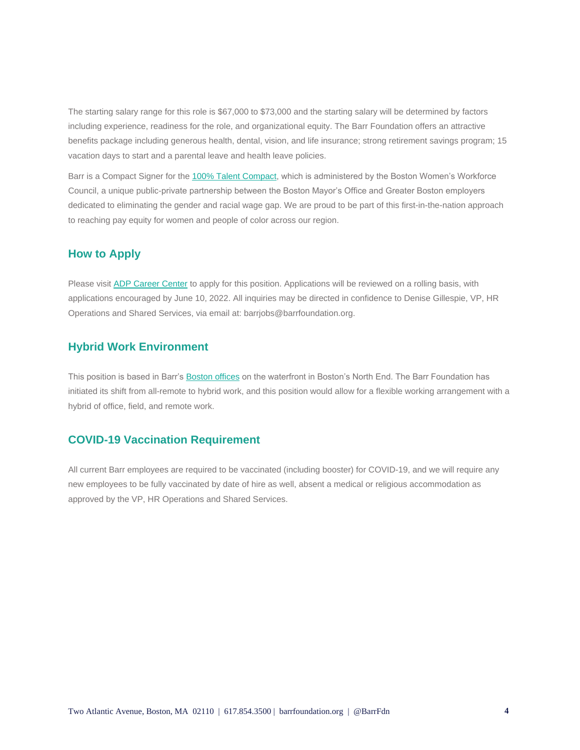The starting salary range for this role is $67,000 to $73,000 and the starting salary will be determined by factors including experience, readiness for the role, and organizational equity. The Barr Foundation offers an attractive benefits package including generous health, dental, vision, and life insurance; strong retirement savings program; 15 vacation days to start and a parental leave and health leave policies.

Barr is a Compact Signer for the 100% Talent Compact, which is administered by the Boston Women's Workforce Council, a unique public-private partnership between the Boston Mayor's Office and Greater Boston employers dedicated to eliminating the gender and racial wage gap. We are proud to be part of this first-in-the-nation approach to reaching pay equity for women and people of color across our region.

## How to Apply

Please visit ADP Career Center to apply for this position. Applications will be reviewed on a rolling basis, with applications encouraged by June 10, 2022. All inquiries may be directed in confidence to Denise Gillespie, VP, HR Operations and Shared Services, via email at: barrjobs@barrfoundation.org.

## Hybrid Work Environment

This position is based in Barr's Boston offices on the waterfront in Boston's North End. The Barr Foundation has initiated its shift from all-remote to hybrid work, and this position would allow for a flexible working arrangement with a hybrid of office, field, and remote work.

## COVID-19 Vaccination Requirement

All current Barr employees are required to be vaccinated (including booster) for COVID-19, and we will require any new employees to be fully vaccinated by date of hire as well, absent a medical or religious accommodation as approved by the VP, HR Operations and Shared Services.